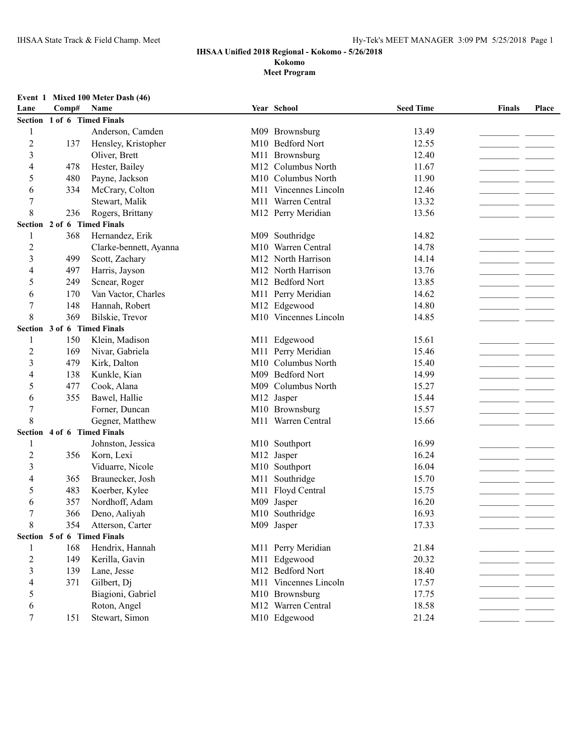**IHSAA Unified 2018 Regional - Kokomo - 5/26/2018**

**Kokomo**

**Meet Program**

**Event 1 Mixed 100 Meter Dash (46)**

| Lane | Comp# | Name | Year | School | Seed Time | Finals | Place |
|---|---|---|---|---|---|---|---|
| **Section 1 of 6 Timed Finals** | | | | | | | |
| 1 | | Anderson, Camden | M09 | Brownsburg | 13.49 | | |
| 2 | 137 | Hensley, Kristopher | M10 | Bedford Nort | 12.55 | | |
| 3 | | Oliver, Brett | M11 | Brownsburg | 12.40 | | |
| 4 | 478 | Hester, Bailey | M12 | Columbus North | 11.67 | | |
| 5 | 480 | Payne, Jackson | M10 | Columbus North | 11.90 | | |
| 6 | 334 | McCrary, Colton | M11 | Vincennes Lincoln | 12.46 | | |
| 7 | | Stewart, Malik | M11 | Warren Central | 13.32 | | |
| 8 | 236 | Rogers, Brittany | M12 | Perry Meridian | 13.56 | | |
| **Section 2 of 6 Timed Finals** | | | | | | | |
| 1 | 368 | Hernandez, Erik | M09 | Southridge | 14.82 | | |
| 2 | | Clarke-bennett, Ayanna | M10 | Warren Central | 14.78 | | |
| 3 | 499 | Scott, Zachary | M12 | North Harrison | 14.14 | | |
| 4 | 497 | Harris, Jayson | M12 | North Harrison | 13.76 | | |
| 5 | 249 | Scnear, Roger | M12 | Bedford Nort | 13.85 | | |
| 6 | 170 | Van Vactor, Charles | M11 | Perry Meridian | 14.62 | | |
| 7 | 148 | Hannah, Robert | M12 | Edgewood | 14.80 | | |
| 8 | 369 | Bilskie, Trevor | M10 | Vincennes Lincoln | 14.85 | | |
| **Section 3 of 6 Timed Finals** | | | | | | | |
| 1 | 150 | Klein, Madison | M11 | Edgewood | 15.61 | | |
| 2 | 169 | Nivar, Gabriela | M11 | Perry Meridian | 15.46 | | |
| 3 | 479 | Kirk, Dalton | M10 | Columbus North | 15.40 | | |
| 4 | 138 | Kunkle, Kian | M09 | Bedford Nort | 14.99 | | |
| 5 | 477 | Cook, Alana | M09 | Columbus North | 15.27 | | |
| 6 | 355 | Bawel, Hallie | M12 | Jasper | 15.44 | | |
| 7 | | Forner, Duncan | M10 | Brownsburg | 15.57 | | |
| 8 | | Gegner, Matthew | M11 | Warren Central | 15.66 | | |
| **Section 4 of 6 Timed Finals** | | | | | | | |
| 1 | | Johnston, Jessica | M10 | Southport | 16.99 | | |
| 2 | 356 | Korn, Lexi | M12 | Jasper | 16.24 | | |
| 3 | | Viduarre, Nicole | M10 | Southport | 16.04 | | |
| 4 | 365 | Braunecker, Josh | M11 | Southridge | 15.70 | | |
| 5 | 483 | Koerber, Kylee | M11 | Floyd Central | 15.75 | | |
| 6 | 357 | Nordhoff, Adam | M09 | Jasper | 16.20 | | |
| 7 | 366 | Deno, Aaliyah | M10 | Southridge | 16.93 | | |
| 8 | 354 | Atterson, Carter | M09 | Jasper | 17.33 | | |
| **Section 5 of 6 Timed Finals** | | | | | | | |
| 1 | 168 | Hendrix, Hannah | M11 | Perry Meridian | 21.84 | | |
| 2 | 149 | Kerilla, Gavin | M11 | Edgewood | 20.32 | | |
| 3 | 139 | Lane, Jesse | M12 | Bedford Nort | 18.40 | | |
| 4 | 371 | Gilbert, Dj | M11 | Vincennes Lincoln | 17.57 | | |
| 5 | | Biagioni, Gabriel | M10 | Brownsburg | 17.75 | | |
| 6 | | Roton, Angel | M12 | Warren Central | 18.58 | | |
| 7 | 151 | Stewart, Simon | M10 | Edgewood | 21.24 | | |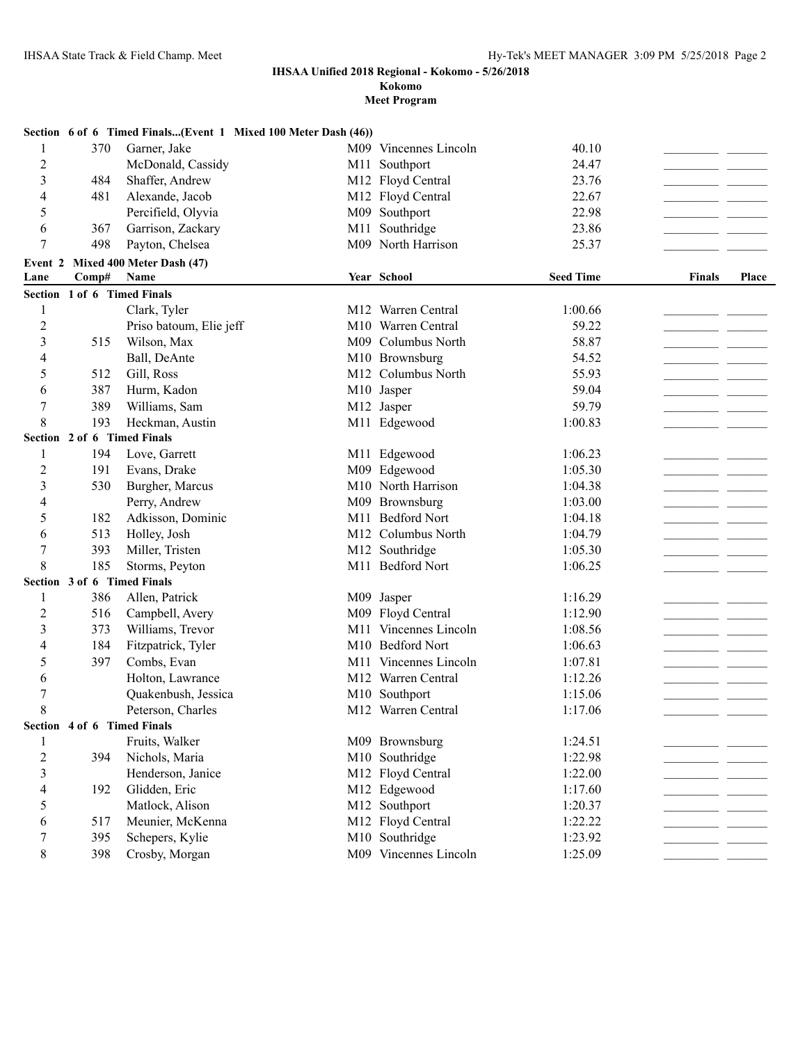**IHSAA Unified 2018 Regional - Kokomo - 5/26/2018**

**Kokomo**

**Meet Program**

**Section 6 of 6 Timed Finals...(Event 1 Mixed 100 Meter Dash (46))**

| Lane | Comp# | Name | Year | School | Seed Time | Finals | Place |
|---|---|---|---|---|---|---|---|
| 1 | 370 | Garner, Jake | M09 | Vincennes Lincoln | 40.10 | | |
| 2 | | McDonald, Cassidy | M11 | Southport | 24.47 | | |
| 3 | 484 | Shaffer, Andrew | M12 | Floyd Central | 23.76 | | |
| 4 | 481 | Alexande, Jacob | M12 | Floyd Central | 22.67 | | |
| 5 | | Percifield, Olyvia | M09 | Southport | 22.98 | | |
| 6 | 367 | Garrison, Zackary | M11 | Southridge | 23.86 | | |
| 7 | 498 | Payton, Chelsea | M09 | North Harrison | 25.37 | | |

**Event 2 Mixed 400 Meter Dash (47)**

| Lane | Comp# | Name | Year | School | Seed Time | Finals | Place |
|---|---|---|---|---|---|---|---|
| **Section 1 of 6 Timed Finals** | | | | | | | |
| 1 | | Clark, Tyler | M12 | Warren Central | 1:00.66 | | |
| 2 | | Priso batoum, Elie jeff | M10 | Warren Central | 59.22 | | |
| 3 | 515 | Wilson, Max | M09 | Columbus North | 58.87 | | |
| 4 | | Ball, DeAnte | M10 | Brownsburg | 54.52 | | |
| 5 | 512 | Gill, Ross | M12 | Columbus North | 55.93 | | |
| 6 | 387 | Hurm, Kadon | M10 | Jasper | 59.04 | | |
| 7 | 389 | Williams, Sam | M12 | Jasper | 59.79 | | |
| 8 | 193 | Heckman, Austin | M11 | Edgewood | 1:00.83 | | |
| **Section 2 of 6 Timed Finals** | | | | | | | |
| 1 | 194 | Love, Garrett | M11 | Edgewood | 1:06.23 | | |
| 2 | 191 | Evans, Drake | M09 | Edgewood | 1:05.30 | | |
| 3 | 530 | Burgher, Marcus | M10 | North Harrison | 1:04.38 | | |
| 4 | | Perry, Andrew | M09 | Brownsburg | 1:03.00 | | |
| 5 | 182 | Adkisson, Dominic | M11 | Bedford Nort | 1:04.18 | | |
| 6 | 513 | Holley, Josh | M12 | Columbus North | 1:04.79 | | |
| 7 | 393 | Miller, Tristen | M12 | Southridge | 1:05.30 | | |
| 8 | 185 | Storms, Peyton | M11 | Bedford Nort | 1:06.25 | | |
| **Section 3 of 6 Timed Finals** | | | | | | | |
| 1 | 386 | Allen, Patrick | M09 | Jasper | 1:16.29 | | |
| 2 | 516 | Campbell, Avery | M09 | Floyd Central | 1:12.90 | | |
| 3 | 373 | Williams, Trevor | M11 | Vincennes Lincoln | 1:08.56 | | |
| 4 | 184 | Fitzpatrick, Tyler | M10 | Bedford Nort | 1:06.63 | | |
| 5 | 397 | Combs, Evan | M11 | Vincennes Lincoln | 1:07.81 | | |
| 6 | | Holton, Lawrance | M12 | Warren Central | 1:12.26 | | |
| 7 | | Quakenbush, Jessica | M10 | Southport | 1:15.06 | | |
| 8 | | Peterson, Charles | M12 | Warren Central | 1:17.06 | | |
| **Section 4 of 6 Timed Finals** | | | | | | | |
| 1 | | Fruits, Walker | M09 | Brownsburg | 1:24.51 | | |
| 2 | 394 | Nichols, Maria | M10 | Southridge | 1:22.98 | | |
| 3 | | Henderson, Janice | M12 | Floyd Central | 1:22.00 | | |
| 4 | 192 | Glidden, Eric | M12 | Edgewood | 1:17.60 | | |
| 5 | | Matlock, Alison | M12 | Southport | 1:20.37 | | |
| 6 | 517 | Meunier, McKenna | M12 | Floyd Central | 1:22.22 | | |
| 7 | 395 | Schepers, Kylie | M10 | Southridge | 1:23.92 | | |
| 8 | 398 | Crosby, Morgan | M09 | Vincennes Lincoln | 1:25.09 | | |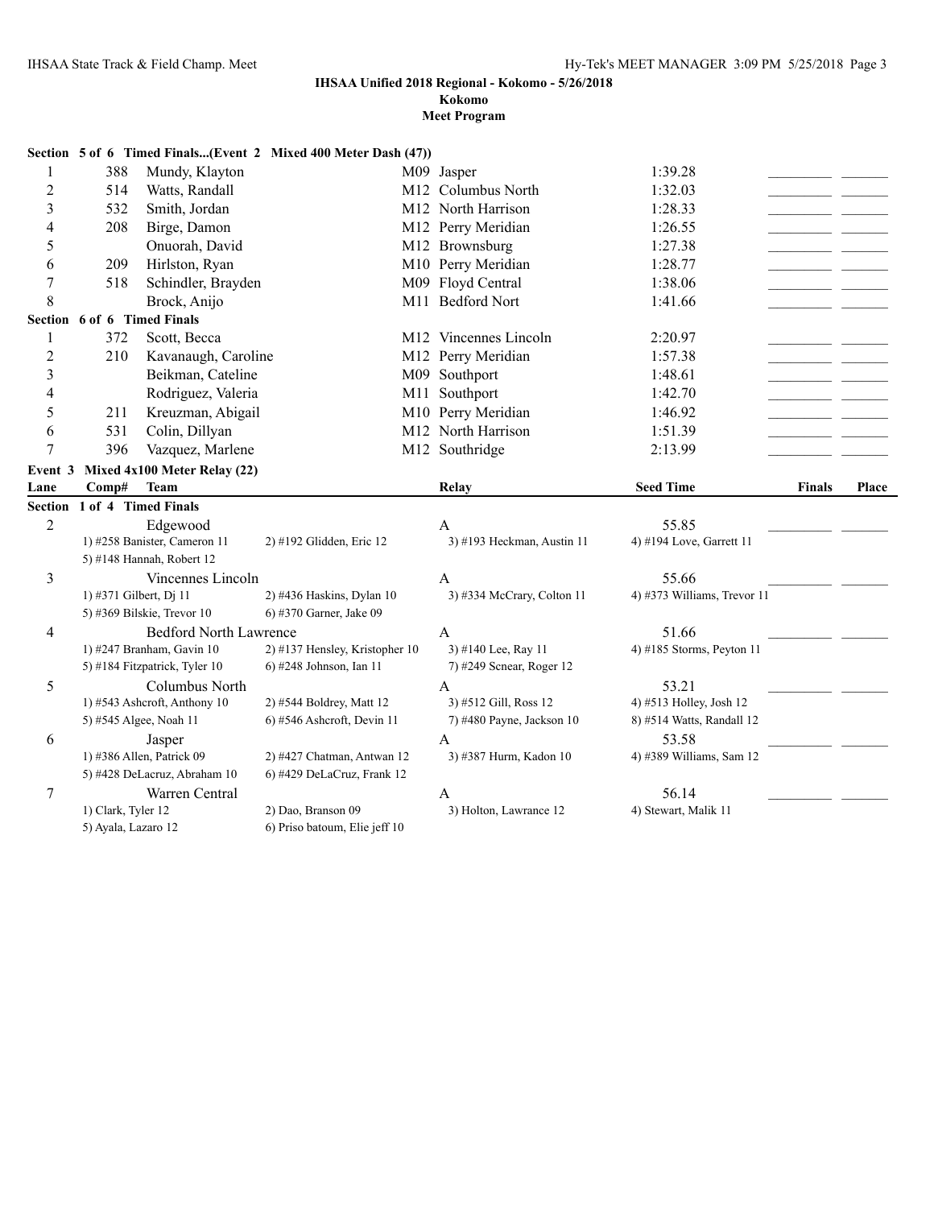**IHSAA Unified 2018 Regional - Kokomo - 5/26/2018**

**Kokomo**

**Meet Program**

**Section 5 of 6 Timed Finals...(Event 2 Mixed 400 Meter Dash (47))**

| Lane | Comp# | Name | Year | School | Seed Time | Finals | Place |
|---|---|---|---|---|---|---|---|
| 1 | 388 | Mundy, Klayton | M09 | Jasper | 1:39.28 | | |
| 2 | 514 | Watts, Randall | M12 | Columbus North | 1:32.03 | | |
| 3 | 532 | Smith, Jordan | M12 | North Harrison | 1:28.33 | | |
| 4 | 208 | Birge, Damon | M12 | Perry Meridian | 1:26.55 | | |
| 5 | | Onuorah, David | M12 | Brownsburg | 1:27.38 | | |
| 6 | 209 | Hirlston, Ryan | M10 | Perry Meridian | 1:28.77 | | |
| 7 | 518 | Schindler, Brayden | M09 | Floyd Central | 1:38.06 | | |
| 8 | | Brock, Anijo | M11 | Bedford Nort | 1:41.66 | | |

**Section 6 of 6 Timed Finals**

| Lane | Comp# | Name | Year | School | Seed Time | Finals | Place |
|---|---|---|---|---|---|---|---|
| 1 | 372 | Scott, Becca | M12 | Vincennes Lincoln | 2:20.97 | | |
| 2 | 210 | Kavanaugh, Caroline | M12 | Perry Meridian | 1:57.38 | | |
| 3 | | Beikman, Cateline | M09 | Southport | 1:48.61 | | |
| 4 | | Rodriguez, Valeria | M11 | Southport | 1:42.70 | | |
| 5 | 211 | Kreuzman, Abigail | M10 | Perry Meridian | 1:46.92 | | |
| 6 | 531 | Colin, Dillyan | M12 | North Harrison | 1:51.39 | | |
| 7 | 396 | Vazquez, Marlene | M12 | Southridge | 2:13.99 | | |

**Event 3 Mixed 4x100 Meter Relay (22)**

| Lane | Comp# | Team | Relay | Seed Time | Finals | Place |
|---|---|---|---|---|---|---|

**Section 1 of 4 Timed Finals**

| Lane | Team | Relay | Seed Time | Finals | Place |
|---|---|---|---|---|---|
| 2 | Edgewood | A | 55.85 | | |
| 3 | Vincennes Lincoln | A | 55.66 | | |
| 4 | Bedford North Lawrence | A | 51.66 | | |
| 5 | Columbus North | A | 53.21 | | |
| 6 | Jasper | A | 53.58 | | |
| 7 | Warren Central | A | 56.14 | | |

Lane 2 – Edgewood (A) – 55.85
1) #258 Banister, Cameron 11; 2) #192 Glidden, Eric 12; 3) #193 Heckman, Austin 11; 4) #194 Love, Garrett 11
5) #148 Hannah, Robert 12

Lane 3 – Vincennes Lincoln (A) – 55.66
1) #371 Gilbert, Dj 11; 2) #436 Haskins, Dylan 10; 3) #334 McCrary, Colton 11; 4) #373 Williams, Trevor 11
5) #369 Bilskie, Trevor 10; 6) #370 Garner, Jake 09

Lane 4 – Bedford North Lawrence (A) – 51.66
1) #247 Branham, Gavin 10; 2) #137 Hensley, Kristopher 10; 3) #140 Lee, Ray 11; 4) #185 Storms, Peyton 11
5) #184 Fitzpatrick, Tyler 10; 6) #248 Johnson, Ian 11; 7) #249 Scnear, Roger 12

Lane 5 – Columbus North (A) – 53.21
1) #543 Ashcroft, Anthony 10; 2) #544 Boldrey, Matt 12; 3) #512 Gill, Ross 12; 4) #513 Holley, Josh 12
5) #545 Algee, Noah 11; 6) #546 Ashcroft, Devin 11; 7) #480 Payne, Jackson 10; 8) #514 Watts, Randall 12

Lane 6 – Jasper (A) – 53.58
1) #386 Allen, Patrick 09; 2) #427 Chatman, Antwan 12; 3) #387 Hurm, Kadon 10; 4) #389 Williams, Sam 12
5) #428 DeLacruz, Abraham 10; 6) #429 DeLaCruz, Frank 12

Lane 7 – Warren Central (A) – 56.14
1) Clark, Tyler 12; 2) Dao, Branson 09; 3) Holton, Lawrance 12; 4) Stewart, Malik 11
5) Ayala, Lazaro 12; 6) Priso batoum, Elie jeff 10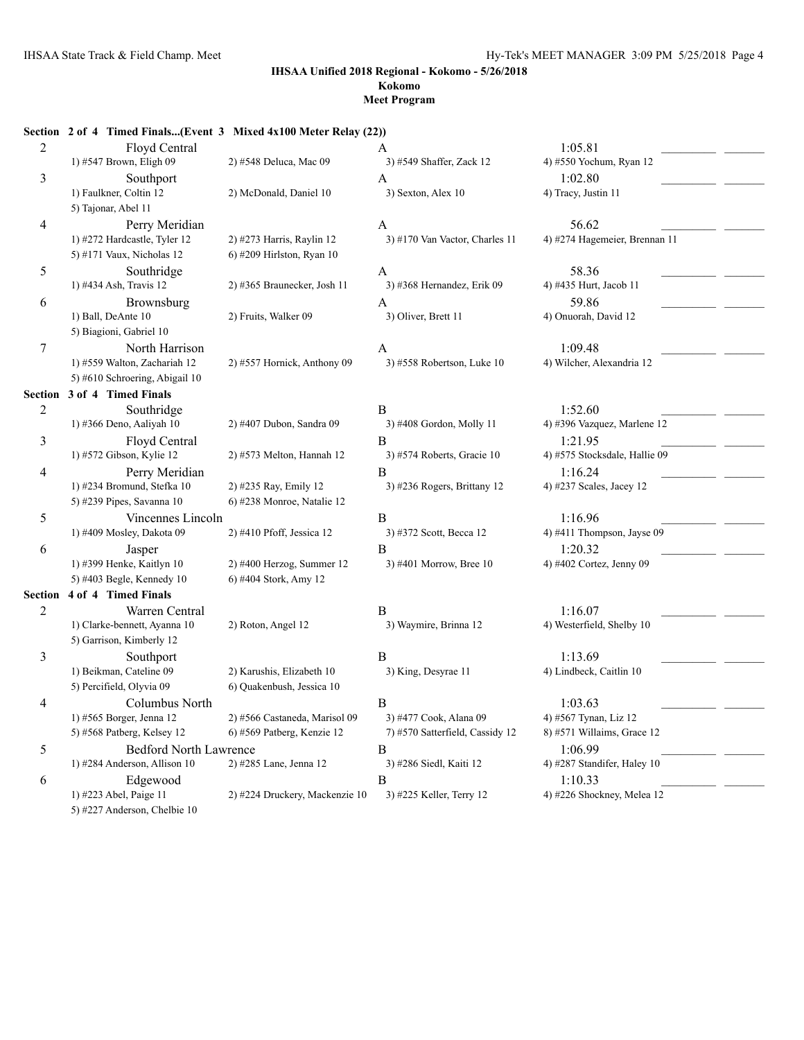**IHSAA Unified 2018 Regional - Kokomo - 5/26/2018**

**Kokomo**

**Meet Program**

**Section 2 of 4 Timed Finals...(Event 3 Mixed 4x100 Meter Relay (22))**

| Lane | Team | | Relay | Seed | | |
|---|---|---|---|---|---|---|
| 2 | Floyd Central | | A | 1:05.81 | _________ | _______ |
| | 1) #547 Brown, Eligh 09 | 2) #548 Deluca, Mac 09 | 3) #549 Shaffer, Zack 12 | 4) #550 Yochum, Ryan 12 | | |
| 3 | Southport | | A | 1:02.80 | _________ | _______ |
| | 1) Faulkner, Coltin 12 | 2) McDonald, Daniel 10 | 3) Sexton, Alex 10 | 4) Tracy, Justin 11 | | |
| | 5) Tajonar, Abel 11 | | | | | |
| 4 | Perry Meridian | | A | 56.62 | _________ | _______ |
| | 1) #272 Hardcastle, Tyler 12 | 2) #273 Harris, Raylin 12 | 3) #170 Van Vactor, Charles 11 | 4) #274 Hagemeier, Brennan 11 | | |
| | 5) #171 Vaux, Nicholas 12 | 6) #209 Hirlston, Ryan 10 | | | | |
| 5 | Southridge | | A | 58.36 | _________ | _______ |
| | 1) #434 Ash, Travis 12 | 2) #365 Braunecker, Josh 11 | 3) #368 Hernandez, Erik 09 | 4) #435 Hurt, Jacob 11 | | |
| 6 | Brownsburg | | A | 59.86 | _________ | _______ |
| | 1) Ball, DeAnte 10 | 2) Fruits, Walker 09 | 3) Oliver, Brett 11 | 4) Onuorah, David 12 | | |
| | 5) Biagioni, Gabriel 10 | | | | | |
| 7 | North Harrison | | A | 1:09.48 | _________ | _______ |
| | 1) #559 Walton, Zachariah 12 | 2) #557 Hornick, Anthony 09 | 3) #558 Robertson, Luke 10 | 4) Wilcher, Alexandria 12 | | |
| | 5) #610 Schroering, Abigail 10 | | | | | |

**Section 3 of 4 Timed Finals**

| Lane | Team | | Relay | Seed | | |
|---|---|---|---|---|---|---|
| 2 | Southridge | | B | 1:52.60 | _________ | _______ |
| | 1) #366 Deno, Aaliyah 10 | 2) #407 Dubon, Sandra 09 | 3) #408 Gordon, Molly 11 | 4) #396 Vazquez, Marlene 12 | | |
| 3 | Floyd Central | | B | 1:21.95 | _________ | _______ |
| | 1) #572 Gibson, Kylie 12 | 2) #573 Melton, Hannah 12 | 3) #574 Roberts, Gracie 10 | 4) #575 Stocksdale, Hallie 09 | | |
| 4 | Perry Meridian | | B | 1:16.24 | _________ | _______ |
| | 1) #234 Bromund, Stefka 10 | 2) #235 Ray, Emily 12 | 3) #236 Rogers, Brittany 12 | 4) #237 Scales, Jacey 12 | | |
| | 5) #239 Pipes, Savanna 10 | 6) #238 Monroe, Natalie 12 | | | | |
| 5 | Vincennes Lincoln | | B | 1:16.96 | _________ | _______ |
| | 1) #409 Mosley, Dakota 09 | 2) #410 Pfoff, Jessica 12 | 3) #372 Scott, Becca 12 | 4) #411 Thompson, Jayse 09 | | |
| 6 | Jasper | | B | 1:20.32 | _________ | _______ |
| | 1) #399 Henke, Kaitlyn 10 | 2) #400 Herzog, Summer 12 | 3) #401 Morrow, Bree 10 | 4) #402 Cortez, Jenny 09 | | |
| | 5) #403 Begle, Kennedy 10 | 6) #404 Stork, Amy 12 | | | | |

**Section 4 of 4 Timed Finals**

| Lane | Team | | Relay | Seed | | |
|---|---|---|---|---|---|---|
| 2 | Warren Central | | B | 1:16.07 | _________ | _______ |
| | 1) Clarke-bennett, Ayanna 10 | 2) Roton, Angel 12 | 3) Waymire, Brinna 12 | 4) Westerfield, Shelby 10 | | |
| | 5) Garrison, Kimberly 12 | | | | | |
| 3 | Southport | | B | 1:13.69 | _________ | _______ |
| | 1) Beikman, Cateline 09 | 2) Karushis, Elizabeth 10 | 3) King, Desyrae 11 | 4) Lindbeck, Caitlin 10 | | |
| | 5) Percifield, Olyvia 09 | 6) Quakenbush, Jessica 10 | | | | |
| 4 | Columbus North | | B | 1:03.63 | _________ | _______ |
| | 1) #565 Borger, Jenna 12 | 2) #566 Castaneda, Marisol 09 | 3) #477 Cook, Alana 09 | 4) #567 Tynan, Liz 12 | | |
| | 5) #568 Patberg, Kelsey 12 | 6) #569 Patberg, Kenzie 12 | 7) #570 Satterfield, Cassidy 12 | 8) #571 Willaims, Grace 12 | | |
| 5 | Bedford North Lawrence | | B | 1:06.99 | _________ | _______ |
| | 1) #284 Anderson, Allison 10 | 2) #285 Lane, Jenna 12 | 3) #286 Siedl, Kaiti 12 | 4) #287 Standifer, Haley 10 | | |
| 6 | Edgewood | | B | 1:10.33 | _________ | _______ |
| | 1) #223 Abel, Paige 11 | 2) #224 Druckery, Mackenzie 10 | 3) #225 Keller, Terry 12 | 4) #226 Shockney, Melea 12 | | |
| | 5) #227 Anderson, Chelbie 10 | | | | | |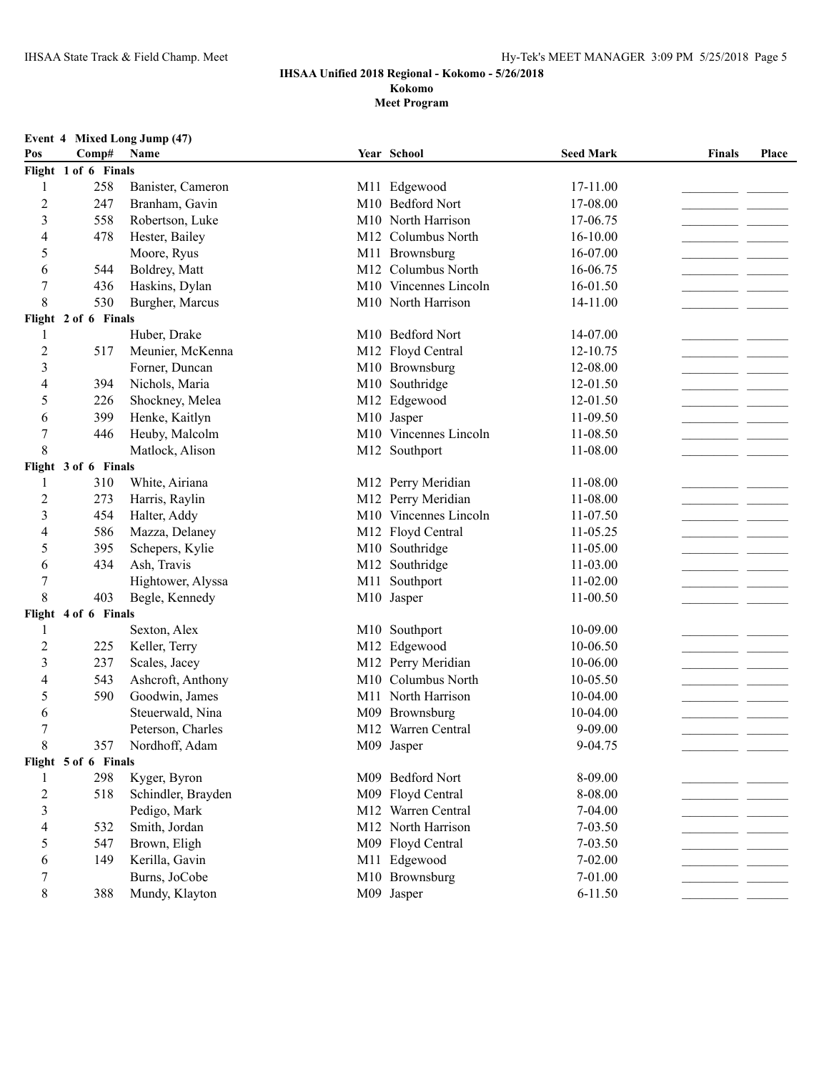**IHSAA Unified 2018 Regional - Kokomo - 5/26/2018**
**Kokomo**
**Meet Program**

**Event 4 Mixed Long Jump (47)**

| Pos | Comp# | Name | Year | School | Seed Mark | Finals | Place |
|---|---|---|---|---|---|---|---|
| **Flight 1 of 6 Finals** | | | | | | | |
| 1 | 258 | Banister, Cameron | M11 | Edgewood | 17-11.00 | | |
| 2 | 247 | Branham, Gavin | M10 | Bedford Nort | 17-08.00 | | |
| 3 | 558 | Robertson, Luke | M10 | North Harrison | 17-06.75 | | |
| 4 | 478 | Hester, Bailey | M12 | Columbus North | 16-10.00 | | |
| 5 | | Moore, Ryus | M11 | Brownsburg | 16-07.00 | | |
| 6 | 544 | Boldrey, Matt | M12 | Columbus North | 16-06.75 | | |
| 7 | 436 | Haskins, Dylan | M10 | Vincennes Lincoln | 16-01.50 | | |
| 8 | 530 | Burgher, Marcus | M10 | North Harrison | 14-11.00 | | |
| **Flight 2 of 6 Finals** | | | | | | | |
| 1 | | Huber, Drake | M10 | Bedford Nort | 14-07.00 | | |
| 2 | 517 | Meunier, McKenna | M12 | Floyd Central | 12-10.75 | | |
| 3 | | Forner, Duncan | M10 | Brownsburg | 12-08.00 | | |
| 4 | 394 | Nichols, Maria | M10 | Southridge | 12-01.50 | | |
| 5 | 226 | Shockney, Melea | M12 | Edgewood | 12-01.50 | | |
| 6 | 399 | Henke, Kaitlyn | M10 | Jasper | 11-09.50 | | |
| 7 | 446 | Heuby, Malcolm | M10 | Vincennes Lincoln | 11-08.50 | | |
| 8 | | Matlock, Alison | M12 | Southport | 11-08.00 | | |
| **Flight 3 of 6 Finals** | | | | | | | |
| 1 | 310 | White, Airiana | M12 | Perry Meridian | 11-08.00 | | |
| 2 | 273 | Harris, Raylin | M12 | Perry Meridian | 11-08.00 | | |
| 3 | 454 | Halter, Addy | M10 | Vincennes Lincoln | 11-07.50 | | |
| 4 | 586 | Mazza, Delaney | M12 | Floyd Central | 11-05.25 | | |
| 5 | 395 | Schepers, Kylie | M10 | Southridge | 11-05.00 | | |
| 6 | 434 | Ash, Travis | M12 | Southridge | 11-03.00 | | |
| 7 | | Hightower, Alyssa | M11 | Southport | 11-02.00 | | |
| 8 | 403 | Begle, Kennedy | M10 | Jasper | 11-00.50 | | |
| **Flight 4 of 6 Finals** | | | | | | | |
| 1 | | Sexton, Alex | M10 | Southport | 10-09.00 | | |
| 2 | 225 | Keller, Terry | M12 | Edgewood | 10-06.50 | | |
| 3 | 237 | Scales, Jacey | M12 | Perry Meridian | 10-06.00 | | |
| 4 | 543 | Ashcroft, Anthony | M10 | Columbus North | 10-05.50 | | |
| 5 | 590 | Goodwin, James | M11 | North Harrison | 10-04.00 | | |
| 6 | | Steuerwald, Nina | M09 | Brownsburg | 10-04.00 | | |
| 7 | | Peterson, Charles | M12 | Warren Central | 9-09.00 | | |
| 8 | 357 | Nordhoff, Adam | M09 | Jasper | 9-04.75 | | |
| **Flight 5 of 6 Finals** | | | | | | | |
| 1 | 298 | Kyger, Byron | M09 | Bedford Nort | 8-09.00 | | |
| 2 | 518 | Schindler, Brayden | M09 | Floyd Central | 8-08.00 | | |
| 3 | | Pedigo, Mark | M12 | Warren Central | 7-04.00 | | |
| 4 | 532 | Smith, Jordan | M12 | North Harrison | 7-03.50 | | |
| 5 | 547 | Brown, Eligh | M09 | Floyd Central | 7-03.50 | | |
| 6 | 149 | Kerilla, Gavin | M11 | Edgewood | 7-02.00 | | |
| 7 | | Burns, JoCobe | M10 | Brownsburg | 7-01.00 | | |
| 8 | 388 | Mundy, Klayton | M09 | Jasper | 6-11.50 | | |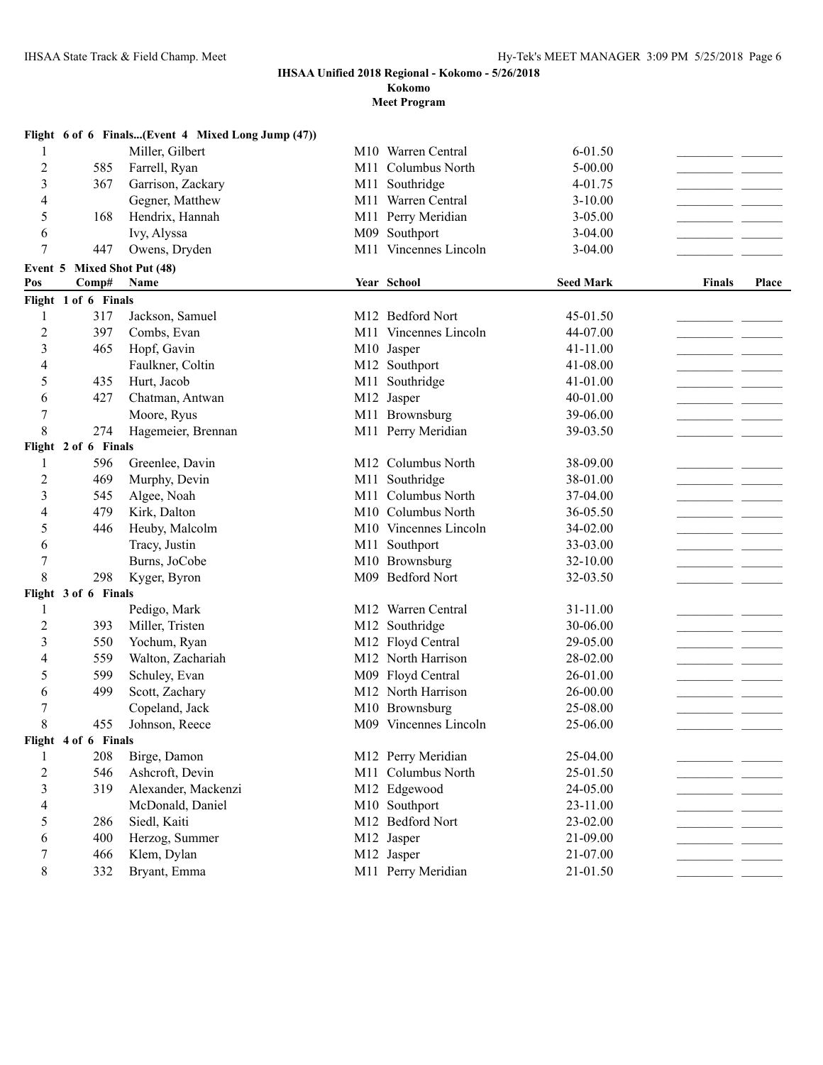**IHSAA Unified 2018 Regional - Kokomo - 5/26/2018**

**Kokomo**

**Meet Program**

**Flight 6 of 6 Finals...(Event 4 Mixed Long Jump (47))**

| Pos | Comp# | Name | Year | School | Seed Mark | Finals | Place |
|---|---|---|---|---|---|---|---|
| 1 | | Miller, Gilbert | M10 | Warren Central | 6-01.50 | | |
| 2 | 585 | Farrell, Ryan | M11 | Columbus North | 5-00.00 | | |
| 3 | 367 | Garrison, Zackary | M11 | Southridge | 4-01.75 | | |
| 4 | | Gegner, Matthew | M11 | Warren Central | 3-10.00 | | |
| 5 | 168 | Hendrix, Hannah | M11 | Perry Meridian | 3-05.00 | | |
| 6 | | Ivy, Alyssa | M09 | Southport | 3-04.00 | | |
| 7 | 447 | Owens, Dryden | M11 | Vincennes Lincoln | 3-04.00 | | |

**Event 5 Mixed Shot Put (48)**

| Pos | Comp# | Name | Year | School | Seed Mark | Finals | Place |
|---|---|---|---|---|---|---|---|
| **Flight 1 of 6 Finals** | | | | | | | |
| 1 | 317 | Jackson, Samuel | M12 | Bedford Nort | 45-01.50 | | |
| 2 | 397 | Combs, Evan | M11 | Vincennes Lincoln | 44-07.00 | | |
| 3 | 465 | Hopf, Gavin | M10 | Jasper | 41-11.00 | | |
| 4 | | Faulkner, Coltin | M12 | Southport | 41-08.00 | | |
| 5 | 435 | Hurt, Jacob | M11 | Southridge | 41-01.00 | | |
| 6 | 427 | Chatman, Antwan | M12 | Jasper | 40-01.00 | | |
| 7 | | Moore, Ryus | M11 | Brownsburg | 39-06.00 | | |
| 8 | 274 | Hagemeier, Brennan | M11 | Perry Meridian | 39-03.50 | | |
| **Flight 2 of 6 Finals** | | | | | | | |
| 1 | 596 | Greenlee, Davin | M12 | Columbus North | 38-09.00 | | |
| 2 | 469 | Murphy, Devin | M11 | Southridge | 38-01.00 | | |
| 3 | 545 | Algee, Noah | M11 | Columbus North | 37-04.00 | | |
| 4 | 479 | Kirk, Dalton | M10 | Columbus North | 36-05.50 | | |
| 5 | 446 | Heuby, Malcolm | M10 | Vincennes Lincoln | 34-02.00 | | |
| 6 | | Tracy, Justin | M11 | Southport | 33-03.00 | | |
| 7 | | Burns, JoCobe | M10 | Brownsburg | 32-10.00 | | |
| 8 | 298 | Kyger, Byron | M09 | Bedford Nort | 32-03.50 | | |
| **Flight 3 of 6 Finals** | | | | | | | |
| 1 | | Pedigo, Mark | M12 | Warren Central | 31-11.00 | | |
| 2 | 393 | Miller, Tristen | M12 | Southridge | 30-06.00 | | |
| 3 | 550 | Yochum, Ryan | M12 | Floyd Central | 29-05.00 | | |
| 4 | 559 | Walton, Zachariah | M12 | North Harrison | 28-02.00 | | |
| 5 | 599 | Schuley, Evan | M09 | Floyd Central | 26-01.00 | | |
| 6 | 499 | Scott, Zachary | M12 | North Harrison | 26-00.00 | | |
| 7 | | Copeland, Jack | M10 | Brownsburg | 25-08.00 | | |
| 8 | 455 | Johnson, Reece | M09 | Vincennes Lincoln | 25-06.00 | | |
| **Flight 4 of 6 Finals** | | | | | | | |
| 1 | 208 | Birge, Damon | M12 | Perry Meridian | 25-04.00 | | |
| 2 | 546 | Ashcroft, Devin | M11 | Columbus North | 25-01.50 | | |
| 3 | 319 | Alexander, Mackenzi | M12 | Edgewood | 24-05.00 | | |
| 4 | | McDonald, Daniel | M10 | Southport | 23-11.00 | | |
| 5 | 286 | Siedl, Kaiti | M12 | Bedford Nort | 23-02.00 | | |
| 6 | 400 | Herzog, Summer | M12 | Jasper | 21-09.00 | | |
| 7 | 466 | Klem, Dylan | M12 | Jasper | 21-07.00 | | |
| 8 | 332 | Bryant, Emma | M11 | Perry Meridian | 21-01.50 | | |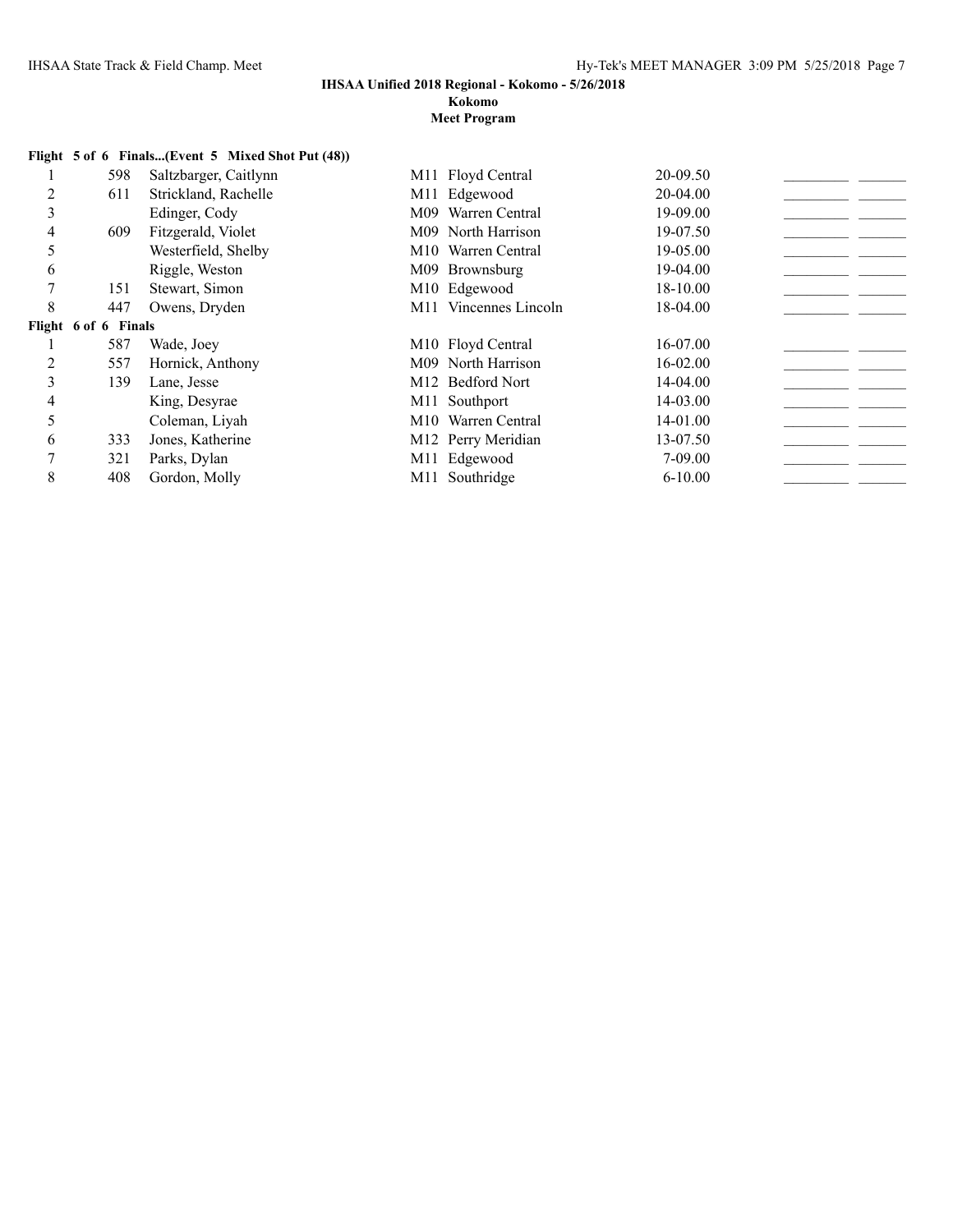**IHSAA Unified 2018 Regional - Kokomo - 5/26/2018**
**Kokomo**
**Meet Program**

**Flight 5 of 6 Finals...(Event 5 Mixed Shot Put (48))**

| | | | | | | |
|---|---|---|---|---|---|---|
| 1 | 598 | Saltzbarger, Caitlynn | M11 | Floyd Central | 20-09.50 | _________ _______ |
| 2 | 611 | Strickland, Rachelle | M11 | Edgewood | 20-04.00 | _________ _______ |
| 3 | | Edinger, Cody | M09 | Warren Central | 19-09.00 | _________ _______ |
| 4 | 609 | Fitzgerald, Violet | M09 | North Harrison | 19-07.50 | _________ _______ |
| 5 | | Westerfield, Shelby | M10 | Warren Central | 19-05.00 | _________ _______ |
| 6 | | Riggle, Weston | M09 | Brownsburg | 19-04.00 | _________ _______ |
| 7 | 151 | Stewart, Simon | M10 | Edgewood | 18-10.00 | _________ _______ |
| 8 | 447 | Owens, Dryden | M11 | Vincennes Lincoln | 18-04.00 | _________ _______ |

**Flight 6 of 6 Finals**

| | | | | | | |
|---|---|---|---|---|---|---|
| 1 | 587 | Wade, Joey | M10 | Floyd Central | 16-07.00 | _________ _______ |
| 2 | 557 | Hornick, Anthony | M09 | North Harrison | 16-02.00 | _________ _______ |
| 3 | 139 | Lane, Jesse | M12 | Bedford Nort | 14-04.00 | _________ _______ |
| 4 | | King, Desyrae | M11 | Southport | 14-03.00 | _________ _______ |
| 5 | | Coleman, Liyah | M10 | Warren Central | 14-01.00 | _________ _______ |
| 6 | 333 | Jones, Katherine | M12 | Perry Meridian | 13-07.50 | _________ _______ |
| 7 | 321 | Parks, Dylan | M11 | Edgewood | 7-09.00 | _________ _______ |
| 8 | 408 | Gordon, Molly | M11 | Southridge | 6-10.00 | _________ _______ |